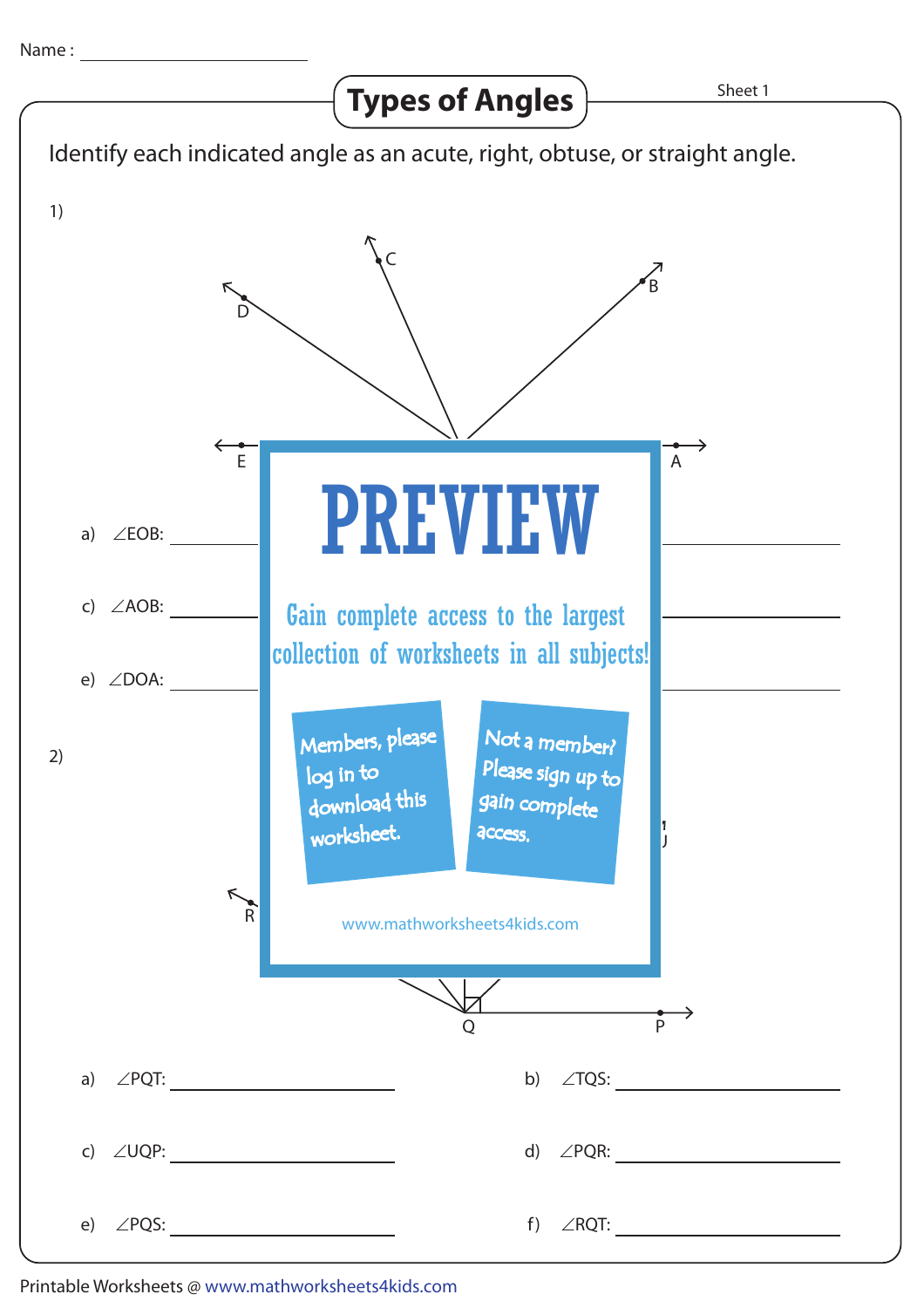Name : ____________________

# Types of Angles

Sheet 1

Identify each indicated angle as an acute, right, obtuse, or straight angle.

1)

a) ∠EOB: ____________________

c) ∠AOB: ____________________

e) ∠DOA: ____________________

2)

a) ∠PQT: ____________________

b) ∠TQS: ____________________

c) ∠UQP: ____________________

d) ∠PQR: ____________________

e) ∠PQS: ____________________

f) ∠RQT: ____________________

PREVIEW

Gain complete access to the largest collection of worksheets in all subjects!

Members, please log in to download this worksheet.

Not a member? Please sign up to gain complete access.

www.mathworksheets4kids.com

Printable Worksheets @ www.mathworksheets4kids.com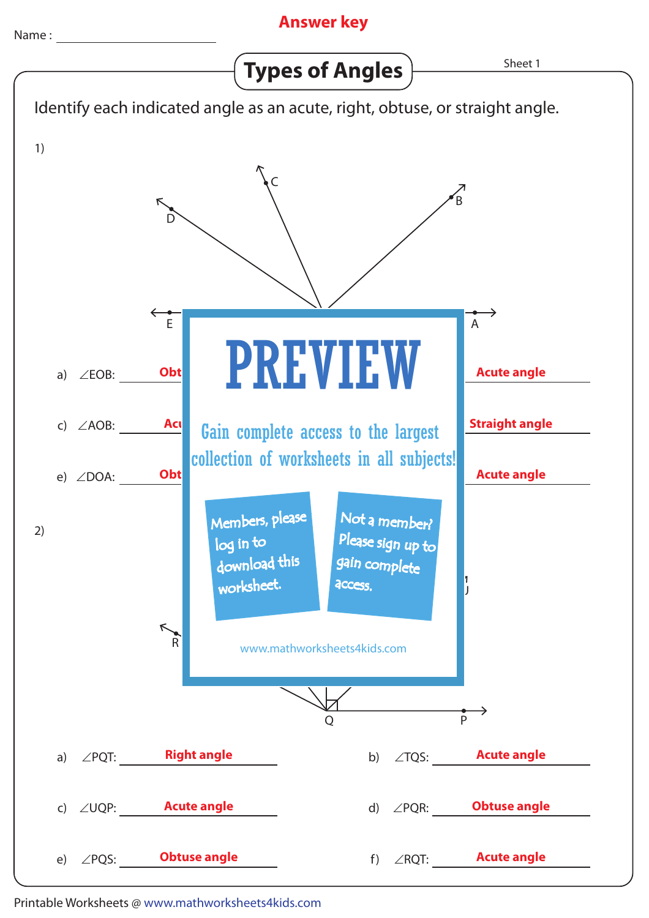Answer key

Name : ____________________

# Types of Angles

Sheet 1

Identify each indicated angle as an acute, right, obtuse, or straight angle.

1)

D, C, B, E, A

a) ∠EOB: Obt

Acute angle

c) ∠AOB: Acu

Straight angle

e) ∠DOA: Obt

Acute angle

PREVIEW

Gain complete access to the largest collection of worksheets in all subjects!

Members, please log in to download this worksheet.

Not a member? Please sign up to gain complete access.

www.mathworksheets4kids.com

2)

U, R, Q, P

a) ∠PQT: Right angle

b) ∠TQS: Acute angle

c) ∠UQP: Acute angle

d) ∠PQR: Obtuse angle

e) ∠PQS: Obtuse angle

f) ∠RQT: Acute angle

Printable Worksheets @ www.mathworksheets4kids.com